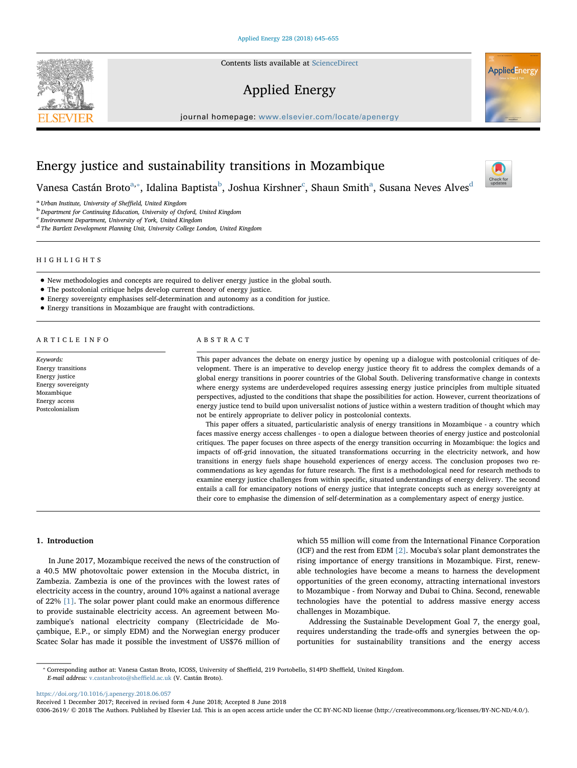# Energy justice and sustainability transitions in Mozambique

Vanesa Castán Broto[a,*], Idalina Baptista[b], Joshua Kirshner[c], Shaun Smith[a], Susana Neves Alves[d]

[a] Urban Institute, University of Sheffield, United Kingdom
[b] Department for Continuing Education, University of Oxford, United Kingdom
[c] Environment Department, University of York, United Kingdom
[d] The Bartlett Development Planning Unit, University College London, United Kingdom

## HIGHLIGHTS

- New methodologies and concepts are required to deliver energy justice in the global south.
- The postcolonial critique helps develop current theory of energy justice.
- Energy sovereignty emphasises self-determination and autonomy as a condition for justice.
- Energy transitions in Mozambique are fraught with contradictions.

## ARTICLE INFO

*Keywords:*
Energy transitions
Energy justice
Energy sovereignty
Mozambique
Energy access
Postcolonialism

## ABSTRACT

This paper advances the debate on energy justice by opening up a dialogue with postcolonial critiques of development. There is an imperative to develop energy justice theory fit to address the complex demands of a global energy transitions in poorer countries of the Global South. Delivering transformative change in contexts where energy systems are underdeveloped requires assessing energy justice principles from multiple situated perspectives, adjusted to the conditions that shape the possibilities for action. However, current theorizations of energy justice tend to build upon universalist notions of justice within a western tradition of thought which may not be entirely appropriate to deliver policy in postcolonial contexts.

This paper offers a situated, particularistic analysis of energy transitions in Mozambique - a country which faces massive energy access challenges - to open a dialogue between theories of energy justice and postcolonial critiques. The paper focuses on three aspects of the energy transition occurring in Mozambique: the logics and impacts of off-grid innovation, the situated transformations occurring in the electricity network, and how transitions in energy fuels shape household experiences of energy access. The conclusion proposes two recommendations as key agendas for future research. The first is a methodological need for research methods to examine energy justice challenges from within specific, situated understandings of energy delivery. The second entails a call for emancipatory notions of energy justice that integrate concepts such as energy sovereignty at their core to emphasise the dimension of self-determination as a complementary aspect of energy justice.

## 1. Introduction

In June 2017, Mozambique received the news of the construction of a 40.5 MW photovoltaic power extension in the Mocuba district, in Zambezia. Zambezia is one of the provinces with the lowest rates of electricity access in the country, around 10% against a national average of 22% [1]. The solar power plant could make an enormous difference to provide sustainable electricity access. An agreement between Mozambique's national electricity company (Electricidade de Moçambique, E.P., or simply EDM) and the Norwegian energy producer Scatec Solar has made it possible the investment of US$76 million of which 55 million will come from the International Finance Corporation (ICF) and the rest from EDM [2]. Mocuba's solar plant demonstrates the rising importance of energy transitions in Mozambique. First, renewable technologies have become a means to harness the development opportunities of the green economy, attracting international investors to Mozambique - from Norway and Dubai to China. Second, renewable technologies have the potential to address massive energy access challenges in Mozambique.

Addressing the Sustainable Development Goal 7, the energy goal, requires understanding the trade-offs and synergies between the opportunities for sustainability transitions and the energy access

* Corresponding author at: Vanesa Castan Broto, ICOSS, University of Sheffield, 219 Portobello, S14PD Sheffield, United Kingdom.
*E-mail address:* v.castanbroto@sheffield.ac.uk (V. Castán Broto).

https://doi.org/10.1016/j.apenergy.2018.06.057
Received 1 December 2017; Received in revised form 4 June 2018; Accepted 8 June 2018
0306-2619/ © 2018 The Authors. Published by Elsevier Ltd. This is an open access article under the CC BY-NC-ND license (http://creativecommons.org/licenses/BY-NC-ND/4.0/).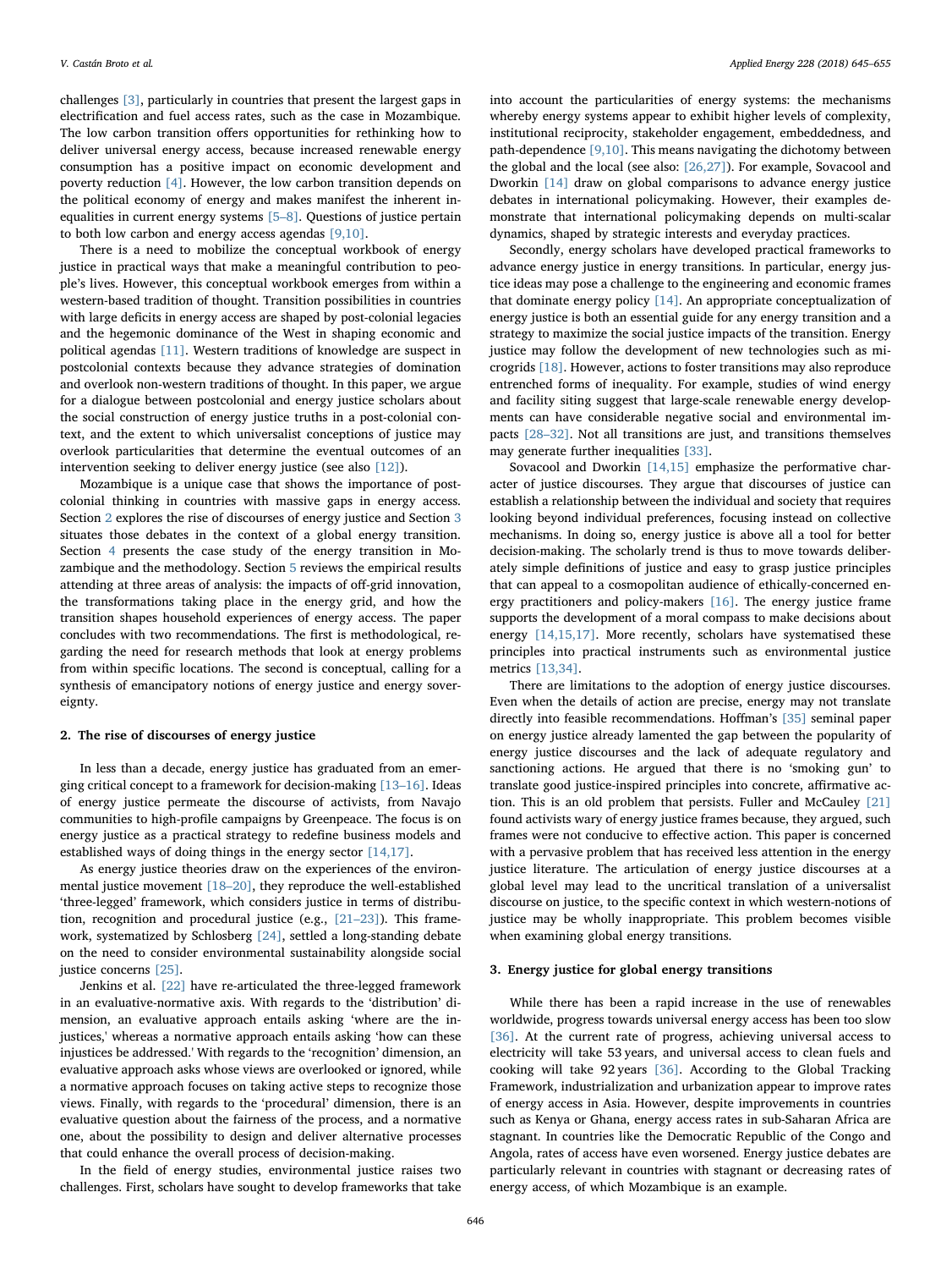challenges [3], particularly in countries that present the largest gaps in electrification and fuel access rates, such as the case in Mozambique. The low carbon transition offers opportunities for rethinking how to deliver universal energy access, because increased renewable energy consumption has a positive impact on economic development and poverty reduction [4]. However, the low carbon transition depends on the political economy of energy and makes manifest the inherent inequalities in current energy systems [5–8]. Questions of justice pertain to both low carbon and energy access agendas [9,10].

There is a need to mobilize the conceptual workbook of energy justice in practical ways that make a meaningful contribution to people's lives. However, this conceptual workbook emerges from within a western-based tradition of thought. Transition possibilities in countries with large deficits in energy access are shaped by post-colonial legacies and the hegemonic dominance of the West in shaping economic and political agendas [11]. Western traditions of knowledge are suspect in postcolonial contexts because they advance strategies of domination and overlook non-western traditions of thought. In this paper, we argue for a dialogue between postcolonial and energy justice scholars about the social construction of energy justice truths in a post-colonial context, and the extent to which universalist conceptions of justice may overlook particularities that determine the eventual outcomes of an intervention seeking to deliver energy justice (see also [12]).

Mozambique is a unique case that shows the importance of postcolonial thinking in countries with massive gaps in energy access. Section 2 explores the rise of discourses of energy justice and Section 3 situates those debates in the context of a global energy transition. Section 4 presents the case study of the energy transition in Mozambique and the methodology. Section 5 reviews the empirical results attending at three areas of analysis: the impacts of off-grid innovation, the transformations taking place in the energy grid, and how the transition shapes household experiences of energy access. The paper concludes with two recommendations. The first is methodological, regarding the need for research methods that look at energy problems from within specific locations. The second is conceptual, calling for a synthesis of emancipatory notions of energy justice and energy sovereignty.

## 2. The rise of discourses of energy justice

In less than a decade, energy justice has graduated from an emerging critical concept to a framework for decision-making [13–16]. Ideas of energy justice permeate the discourse of activists, from Navajo communities to high-profile campaigns by Greenpeace. The focus is on energy justice as a practical strategy to redefine business models and established ways of doing things in the energy sector [14,17].

As energy justice theories draw on the experiences of the environmental justice movement [18–20], they reproduce the well-established 'three-legged' framework, which considers justice in terms of distribution, recognition and procedural justice (e.g., [21–23]). This framework, systematized by Schlosberg [24], settled a long-standing debate on the need to consider environmental sustainability alongside social justice concerns [25].

Jenkins et al. [22] have re-articulated the three-legged framework in an evaluative-normative axis. With regards to the 'distribution' dimension, an evaluative approach entails asking 'where are the injustices,' whereas a normative approach entails asking 'how can these injustices be addressed.' With regards to the 'recognition' dimension, an evaluative approach asks whose views are overlooked or ignored, while a normative approach focuses on taking active steps to recognize those views. Finally, with regards to the 'procedural' dimension, there is an evaluative question about the fairness of the process, and a normative one, about the possibility to design and deliver alternative processes that could enhance the overall process of decision-making.

In the field of energy studies, environmental justice raises two challenges. First, scholars have sought to develop frameworks that take into account the particularities of energy systems: the mechanisms whereby energy systems appear to exhibit higher levels of complexity, institutional reciprocity, stakeholder engagement, embeddedness, and path-dependence [9,10]. This means navigating the dichotomy between the global and the local (see also: [26,27]). For example, Sovacool and Dworkin [14] draw on global comparisons to advance energy justice debates in international policymaking. However, their examples demonstrate that international policymaking depends on multi-scalar dynamics, shaped by strategic interests and everyday practices.

Secondly, energy scholars have developed practical frameworks to advance energy justice in energy transitions. In particular, energy justice ideas may pose a challenge to the engineering and economic frames that dominate energy policy [14]. An appropriate conceptualization of energy justice is both an essential guide for any energy transition and a strategy to maximize the social justice impacts of the transition. Energy justice may follow the development of new technologies such as microgrids [18]. However, actions to foster transitions may also reproduce entrenched forms of inequality. For example, studies of wind energy and facility siting suggest that large-scale renewable energy developments can have considerable negative social and environmental impacts [28–32]. Not all transitions are just, and transitions themselves may generate further inequalities [33].

Sovacool and Dworkin [14,15] emphasize the performative character of justice discourses. They argue that discourses of justice can establish a relationship between the individual and society that requires looking beyond individual preferences, focusing instead on collective mechanisms. In doing so, energy justice is above all a tool for better decision-making. The scholarly trend is thus to move towards deliberately simple definitions of justice and easy to grasp justice principles that can appeal to a cosmopolitan audience of ethically-concerned energy practitioners and policy-makers [16]. The energy justice frame supports the development of a moral compass to make decisions about energy [14,15,17]. More recently, scholars have systematised these principles into practical instruments such as environmental justice metrics [13,34].

There are limitations to the adoption of energy justice discourses. Even when the details of action are precise, energy may not translate directly into feasible recommendations. Hoffman's [35] seminal paper on energy justice already lamented the gap between the popularity of energy justice discourses and the lack of adequate regulatory and sanctioning actions. He argued that there is no 'smoking gun' to translate good justice-inspired principles into concrete, affirmative action. This is an old problem that persists. Fuller and McCauley [21] found activists wary of energy justice frames because, they argued, such frames were not conducive to effective action. This paper is concerned with a pervasive problem that has received less attention in the energy justice literature. The articulation of energy justice discourses at a global level may lead to the uncritical translation of a universalist discourse on justice, to the specific context in which western-notions of justice may be wholly inappropriate. This problem becomes visible when examining global energy transitions.

## 3. Energy justice for global energy transitions

While there has been a rapid increase in the use of renewables worldwide, progress towards universal energy access has been too slow [36]. At the current rate of progress, achieving universal access to electricity will take 53 years, and universal access to clean fuels and cooking will take 92 years [36]. According to the Global Tracking Framework, industrialization and urbanization appear to improve rates of energy access in Asia. However, despite improvements in countries such as Kenya or Ghana, energy access rates in sub-Saharan Africa are stagnant. In countries like the Democratic Republic of the Congo and Angola, rates of access have even worsened. Energy justice debates are particularly relevant in countries with stagnant or decreasing rates of energy access, of which Mozambique is an example.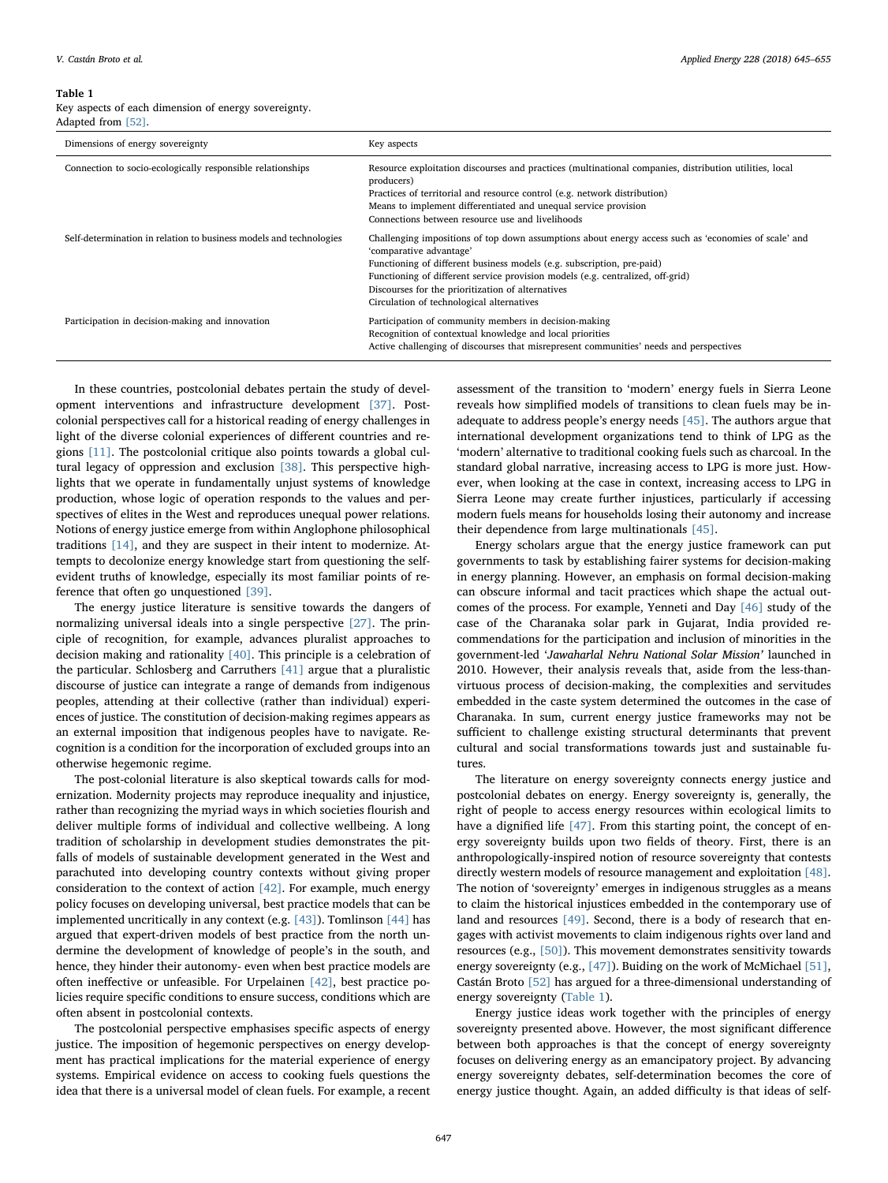**Table 1**
Key aspects of each dimension of energy sovereignty.
Adapted from [52].

| Dimensions of energy sovereignty | Key aspects |
|---|---|
| Connection to socio-ecologically responsible relationships | Resource exploitation discourses and practices (multinational companies, distribution utilities, local producers)<br>Practices of territorial and resource control (e.g. network distribution)<br>Means to implement differentiated and unequal service provision<br>Connections between resource use and livelihoods |
| Self-determination in relation to business models and technologies | Challenging impositions of top down assumptions about energy access such as 'economies of scale' and 'comparative advantage'<br>Functioning of different business models (e.g. subscription, pre-paid)<br>Functioning of different service provision models (e.g. centralized, off-grid)<br>Discourses for the prioritization of alternatives<br>Circulation of technological alternatives |
| Participation in decision-making and innovation | Participation of community members in decision-making<br>Recognition of contextual knowledge and local priorities<br>Active challenging of discourses that misrepresent communities' needs and perspectives |

In these countries, postcolonial debates pertain the study of development interventions and infrastructure development [37]. Postcolonial perspectives call for a historical reading of energy challenges in light of the diverse colonial experiences of different countries and regions [11]. The postcolonial critique also points towards a global cultural legacy of oppression and exclusion [38]. This perspective highlights that we operate in fundamentally unjust systems of knowledge production, whose logic of operation responds to the values and perspectives of elites in the West and reproduces unequal power relations. Notions of energy justice emerge from within Anglophone philosophical traditions [14], and they are suspect in their intent to modernize. Attempts to decolonize energy knowledge start from questioning the self-evident truths of knowledge, especially its most familiar points of reference that often go unquestioned [39].

The energy justice literature is sensitive towards the dangers of normalizing universal ideals into a single perspective [27]. The principle of recognition, for example, advances pluralist approaches to decision making and rationality [40]. This principle is a celebration of the particular. Schlosberg and Carruthers [41] argue that a pluralistic discourse of justice can integrate a range of demands from indigenous peoples, attending at their collective (rather than individual) experiences of justice. The constitution of decision-making regimes appears as an external imposition that indigenous peoples have to navigate. Recognition is a condition for the incorporation of excluded groups into an otherwise hegemonic regime.

The post-colonial literature is also skeptical towards calls for modernization. Modernity projects may reproduce inequality and injustice, rather than recognizing the myriad ways in which societies flourish and deliver multiple forms of individual and collective wellbeing. A long tradition of scholarship in development studies demonstrates the pitfalls of models of sustainable development generated in the West and parachuted into developing country contexts without giving proper consideration to the context of action [42]. For example, much energy policy focuses on developing universal, best practice models that can be implemented uncritically in any context (e.g. [43]). Tomlinson [44] has argued that expert-driven models of best practice from the north undermine the development of knowledge of people's in the south, and hence, they hinder their autonomy- even when best practice models are often ineffective or unfeasible. For Urpelainen [42], best practice policies require specific conditions to ensure success, conditions which are often absent in postcolonial contexts.

The postcolonial perspective emphasises specific aspects of energy justice. The imposition of hegemonic perspectives on energy development has practical implications for the material experience of energy systems. Empirical evidence on access to cooking fuels questions the idea that there is a universal model of clean fuels. For example, a recent assessment of the transition to 'modern' energy fuels in Sierra Leone reveals how simplified models of transitions to clean fuels may be inadequate to address people's energy needs [45]. The authors argue that international development organizations tend to think of LPG as the 'modern' alternative to traditional cooking fuels such as charcoal. In the standard global narrative, increasing access to LPG is more just. However, when looking at the case in context, increasing access to LPG in Sierra Leone may create further injustices, particularly if accessing modern fuels means for households losing their autonomy and increase their dependence from large multinationals [45].

Energy scholars argue that the energy justice framework can put governments to task by establishing fairer systems for decision-making in energy planning. However, an emphasis on formal decision-making can obscure informal and tacit practices which shape the actual outcomes of the process. For example, Yenneti and Day [46] study of the case of the Charanaka solar park in Gujarat, India provided recommendations for the participation and inclusion of minorities in the government-led '*Jawaharlal Nehru National Solar Mission*' launched in 2010. However, their analysis reveals that, aside from the less-than-virtuous process of decision-making, the complexities and servitudes embedded in the caste system determined the outcomes in the case of Charanaka. In sum, current energy justice frameworks may not be sufficient to challenge existing structural determinants that prevent cultural and social transformations towards just and sustainable futures.

The literature on energy sovereignty connects energy justice and postcolonial debates on energy. Energy sovereignty is, generally, the right of people to access energy resources within ecological limits to have a dignified life [47]. From this starting point, the concept of energy sovereignty builds upon two fields of theory. First, there is an anthropologically-inspired notion of resource sovereignty that contests directly western models of resource management and exploitation [48]. The notion of 'sovereignty' emerges in indigenous struggles as a means to claim the historical injustices embedded in the contemporary use of land and resources [49]. Second, there is a body of research that engages with activist movements to claim indigenous rights over land and resources (e.g., [50]). This movement demonstrates sensitivity towards energy sovereignty (e.g., [47]). Buiding on the work of McMichael [51], Castán Broto [52] has argued for a three-dimensional understanding of energy sovereignty (Table 1).

Energy justice ideas work together with the principles of energy sovereignty presented above. However, the most significant difference between both approaches is that the concept of energy sovereignty focuses on delivering energy as an emancipatory project. By advancing energy sovereignty debates, self-determination becomes the core of energy justice thought. Again, an added difficulty is that ideas of self-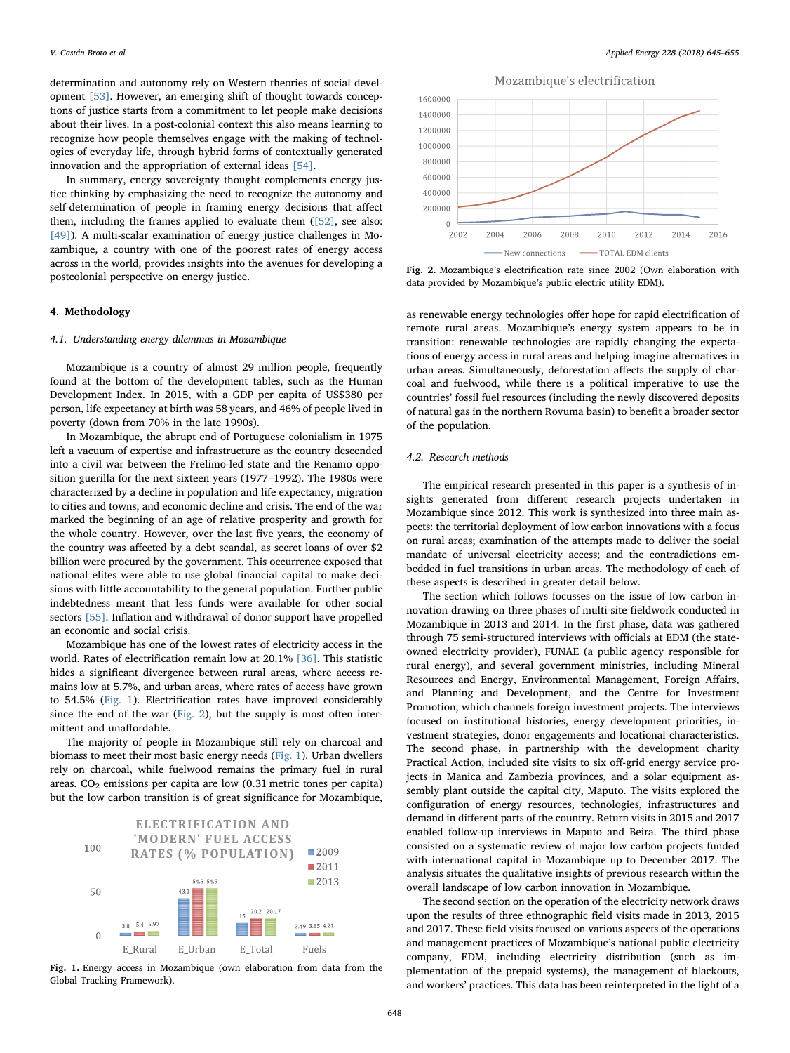determination and autonomy rely on Western theories of social development [53]. However, an emerging shift of thought towards conceptions of justice starts from a commitment to let people make decisions about their lives. In a post-colonial context this also means learning to recognize how people themselves engage with the making of technologies of everyday life, through hybrid forms of contextually generated innovation and the appropriation of external ideas [54].

In summary, energy sovereignty thought complements energy justice thinking by emphasizing the need to recognize the autonomy and self-determination of people in framing energy decisions that affect them, including the frames applied to evaluate them ([52], see also: [49]). A multi-scalar examination of energy justice challenges in Mozambique, a country with one of the poorest rates of energy access across in the world, provides insights into the avenues for developing a postcolonial perspective on energy justice.

## 4. Methodology

### 4.1. Understanding energy dilemmas in Mozambique

Mozambique is a country of almost 29 million people, frequently found at the bottom of the development tables, such as the Human Development Index. In 2015, with a GDP per capita of US$380 per person, life expectancy at birth was 58 years, and 46% of people lived in poverty (down from 70% in the late 1990s).

In Mozambique, the abrupt end of Portuguese colonialism in 1975 left a vacuum of expertise and infrastructure as the country descended into a civil war between the Frelimo-led state and the Renamo opposition guerilla for the next sixteen years (1977–1992). The 1980s were characterized by a decline in population and life expectancy, migration to cities and towns, and economic decline and crisis. The end of the war marked the beginning of an age of relative prosperity and growth for the whole country. However, over the last five years, the economy of the country was affected by a debt scandal, as secret loans of over $2 billion were procured by the government. This occurrence exposed that national elites were able to use global financial capital to make decisions with little accountability to the general population. Further public indebtedness meant that less funds were available for other social sectors [55]. Inflation and withdrawal of donor support have propelled an economic and social crisis.

Mozambique has one of the lowest rates of electricity access in the world. Rates of electrification remain low at 20.1% [36]. This statistic hides a significant divergence between rural areas, where access remains low at 5.7%, and urban areas, where rates of access have grown to 54.5% (Fig. 1). Electrification rates have improved considerably since the end of the war (Fig. 2), but the supply is most often intermittent and unaffordable.

The majority of people in Mozambique still rely on charcoal and biomass to meet their most basic energy needs (Fig. 1). Urban dwellers rely on charcoal, while fuelwood remains the primary fuel in rural areas. $CO_2$ emissions per capita are low (0.31 metric tones per capita) but the low carbon transition is of great significance for Mozambique, as renewable energy technologies offer hope for rapid electrification of remote rural areas. Mozambique's energy system appears to be in transition: renewable technologies are rapidly changing the expectations of energy access in rural areas and helping imagine alternatives in urban areas. Simultaneously, deforestation affects the supply of charcoal and fuelwood, while there is a political imperative to use the countries' fossil fuel resources (including the newly discovered deposits of natural gas in the northern Rovuma basin) to benefit a broader sector of the population.

| ELECTRIFICATION AND 'MODERN' FUEL ACCESS RATES (% POPULATION) | 2009 | 2011 | 2013 |
|---|---|---|---|
| E_Rural | 3.8 | 5.4 | 5.97 |
| E_Urban | 43.1 | 54.5 | 54.5 |
| E_Total | 15 | 20.2 | 20.17 |
| Fuels | 3.49 | 3.85 | 4.21 |

Fig. 1. Energy access in Mozambique (own elaboration from data from the Global Tracking Framework).

Fig. 2. Mozambique's electrification rate since 2002 (Own elaboration with data provided by Mozambique's public electric utility EDM).

### 4.2. Research methods

The empirical research presented in this paper is a synthesis of insights generated from different research projects undertaken in Mozambique since 2012. This work is synthesized into three main aspects: the territorial deployment of low carbon innovations with a focus on rural areas; examination of the attempts made to deliver the social mandate of universal electricity access; and the contradictions embedded in fuel transitions in urban areas. The methodology of each of these aspects is described in greater detail below.

The section which follows focusses on the issue of low carbon innovation drawing on three phases of multi-site fieldwork conducted in Mozambique in 2013 and 2014. In the first phase, data was gathered through 75 semi-structured interviews with officials at EDM (the state-owned electricity provider), FUNAE (a public agency responsible for rural energy), and several government ministries, including Mineral Resources and Energy, Environmental Management, Foreign Affairs, and Planning and Development, and the Centre for Investment Promotion, which channels foreign investment projects. The interviews focused on institutional histories, energy development priorities, investment strategies, donor engagements and locational characteristics. The second phase, in partnership with the development charity Practical Action, included site visits to six off-grid energy service projects in Manica and Zambezia provinces, and a solar equipment assembly plant outside the capital city, Maputo. The visits explored the configuration of energy resources, technologies, infrastructures and demand in different parts of the country. Return visits in 2015 and 2017 enabled follow-up interviews in Maputo and Beira. The third phase consisted on a systematic review of major low carbon projects funded with international capital in Mozambique up to December 2017. The analysis situates the qualitative insights of previous research within the overall landscape of low carbon innovation in Mozambique.

The second section on the operation of the electricity network draws upon the results of three ethnographic field visits made in 2013, 2015 and 2017. These field visits focused on various aspects of the operations and management practices of Mozambique's national public electricity company, EDM, including electricity distribution (such as implementation of the prepaid systems), the management of blackouts, and workers' practices. This data has been reinterpreted in the light of a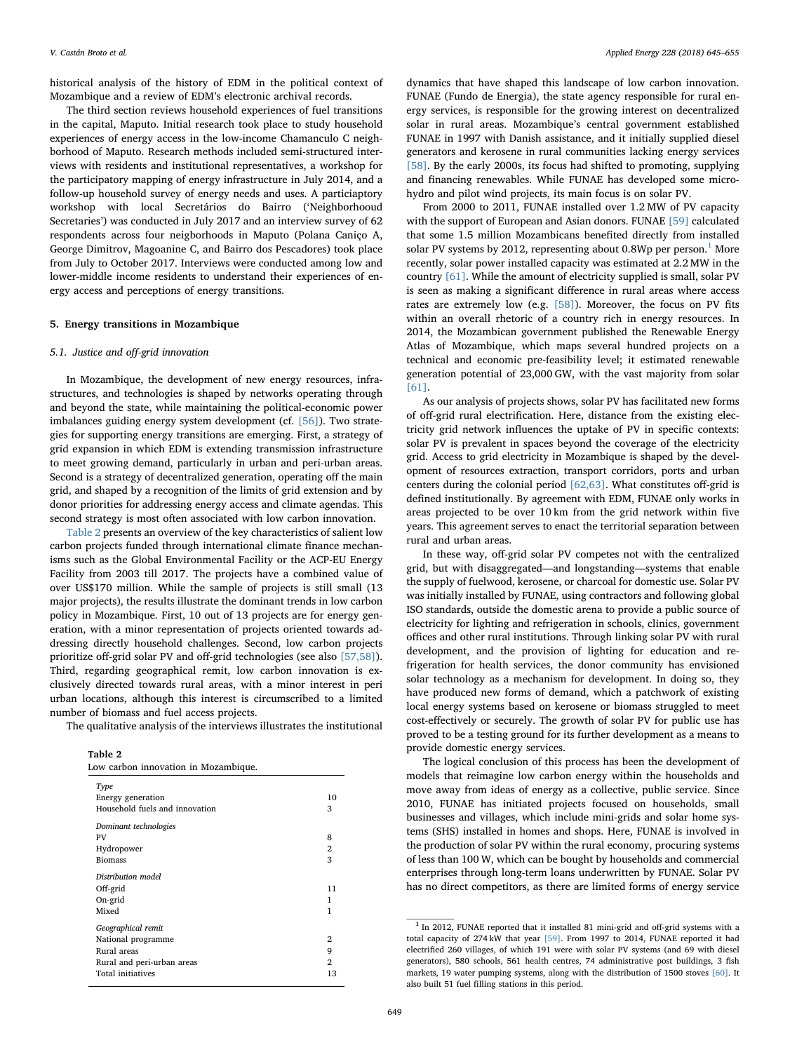historical analysis of the history of EDM in the political context of Mozambique and a review of EDM's electronic archival records.

The third section reviews household experiences of fuel transitions in the capital, Maputo. Initial research took place to study household experiences of energy access in the low-income Chamanculo C neighborhood of Maputo. Research methods included semi-structured interviews with residents and institutional representatives, a workshop for the participatory mapping of energy infrastructure in July 2014, and a follow-up household survey of energy needs and uses. A particiaptory workshop with local Secretários do Bairro ('Neighborhooud Secretaries') was conducted in July 2017 and an interview survey of 62 respondents across four neigborhoods in Maputo (Polana Caniço A, George Dimitrov, Magoanine C, and Bairro dos Pescadores) took place from July to October 2017. Interviews were conducted among low and lower-middle income residents to understand their experiences of energy access and perceptions of energy transitions.

## 5. Energy transitions in Mozambique

### 5.1. Justice and off-grid innovation

In Mozambique, the development of new energy resources, infrastructures, and technologies is shaped by networks operating through and beyond the state, while maintaining the political-economic power imbalances guiding energy system development (cf. [56]). Two strategies for supporting energy transitions are emerging. First, a strategy of grid expansion in which EDM is extending transmission infrastructure to meet growing demand, particularly in urban and peri-urban areas. Second is a strategy of decentralized generation, operating off the main grid, and shaped by a recognition of the limits of grid extension and by donor priorities for addressing energy access and climate agendas. This second strategy is most often associated with low carbon innovation.

Table 2 presents an overview of the key characteristics of salient low carbon projects funded through international climate finance mechanisms such as the Global Environmental Facility or the ACP-EU Energy Facility from 2003 till 2017. The projects have a combined value of over US$170 million. While the sample of projects is still small (13 major projects), the results illustrate the dominant trends in low carbon policy in Mozambique. First, 10 out of 13 projects are for energy generation, with a minor representation of projects oriented towards addressing directly household challenges. Second, low carbon projects prioritize off-grid solar PV and off-grid technologies (see also [57,58]). Third, regarding geographical remit, low carbon innovation is exclusively directed towards rural areas, with a minor interest in peri urban locations, although this interest is circumscribed to a limited number of biomass and fuel access projects.

The qualitative analysis of the interviews illustrates the institutional dynamics that have shaped this landscape of low carbon innovation. FUNAE (Fundo de Energia), the state agency responsible for rural energy services, is responsible for the growing interest on decentralized solar in rural areas. Mozambique's central government established FUNAE in 1997 with Danish assistance, and it initially supplied diesel generators and kerosene in rural communities lacking energy services [58]. By the early 2000s, its focus had shifted to promoting, supplying and financing renewables. While FUNAE has developed some micro-hydro and pilot wind projects, its main focus is on solar PV.

**Table 2**
Low carbon innovation in Mozambique.

| | |
|---|---|
| *Type* | |
| Energy generation | 10 |
| Household fuels and innovation | 3 |
| *Dominant technologies* | |
| PV | 8 |
| Hydropower | 2 |
| Biomass | 3 |
| *Distribution model* | |
| Off-grid | 11 |
| On-grid | 1 |
| Mixed | 1 |
| *Geographical remit* | |
| National programme | 2 |
| Rural areas | 9 |
| Rural and peri-urban areas | 2 |
| Total initiatives | 13 |

From 2000 to 2011, FUNAE installed over 1.2 MW of PV capacity with the support of European and Asian donors. FUNAE [59] calculated that some 1.5 million Mozambicans benefited directly from installed solar PV systems by 2012, representing about 0.8Wp per person.[1] More recently, solar power installed capacity was estimated at 2.2 MW in the country [61]. While the amount of electricity supplied is small, solar PV is seen as making a significant difference in rural areas where access rates are extremely low (e.g. [58]). Moreover, the focus on PV fits within an overall rhetoric of a country rich in energy resources. In 2014, the Mozambican government published the Renewable Energy Atlas of Mozambique, which maps several hundred projects on a technical and economic pre-feasibility level; it estimated renewable generation potential of 23,000 GW, with the vast majority from solar [61].

As our analysis of projects shows, solar PV has facilitated new forms of off-grid rural electrification. Here, distance from the existing electricity grid network influences the uptake of PV in specific contexts: solar PV is prevalent in spaces beyond the coverage of the electricity grid. Access to grid electricity in Mozambique is shaped by the development of resources extraction, transport corridors, ports and urban centers during the colonial period [62,63]. What constitutes off-grid is defined institutionally. By agreement with EDM, FUNAE only works in areas projected to be over 10 km from the grid network within five years. This agreement serves to enact the territorial separation between rural and urban areas.

In these way, off-grid solar PV competes not with the centralized grid, but with disaggregated—and longstanding—systems that enable the supply of fuelwood, kerosene, or charcoal for domestic use. Solar PV was initially installed by FUNAE, using contractors and following global ISO standards, outside the domestic arena to provide a public source of electricity for lighting and refrigeration in schools, clinics, government offices and other rural institutions. Through linking solar PV with rural development, and the provision of lighting for education and refrigeration for health services, the donor community has envisioned solar technology as a mechanism for development. In doing so, they have produced new forms of demand, which a patchwork of existing local energy systems based on kerosene or biomass struggled to meet cost-effectively or securely. The growth of solar PV for public use has proved to be a testing ground for its further development as a means to provide domestic energy services.

The logical conclusion of this process has been the development of models that reimagine low carbon energy within the households and move away from ideas of energy as a collective, public service. Since 2010, FUNAE has initiated projects focused on households, small businesses and villages, which include mini-grids and solar home systems (SHS) installed in homes and shops. Here, FUNAE is involved in the production of solar PV within the rural economy, procuring systems of less than 100 W, which can be bought by households and commercial enterprises through long-term loans underwritten by FUNAE. Solar PV has no direct competitors, as there are limited forms of energy service

[1] In 2012, FUNAE reported that it installed 81 mini-grid and off-grid systems with a total capacity of 274 kW that year [59]. From 1997 to 2014, FUNAE reported it had electrified 260 villages, of which 191 were with solar PV systems (and 69 with diesel generators), 580 schools, 561 health centres, 74 administrative post buildings, 3 fish markets, 19 water pumping systems, along with the distribution of 1500 stoves [60]. It also built 51 fuel filling stations in this period.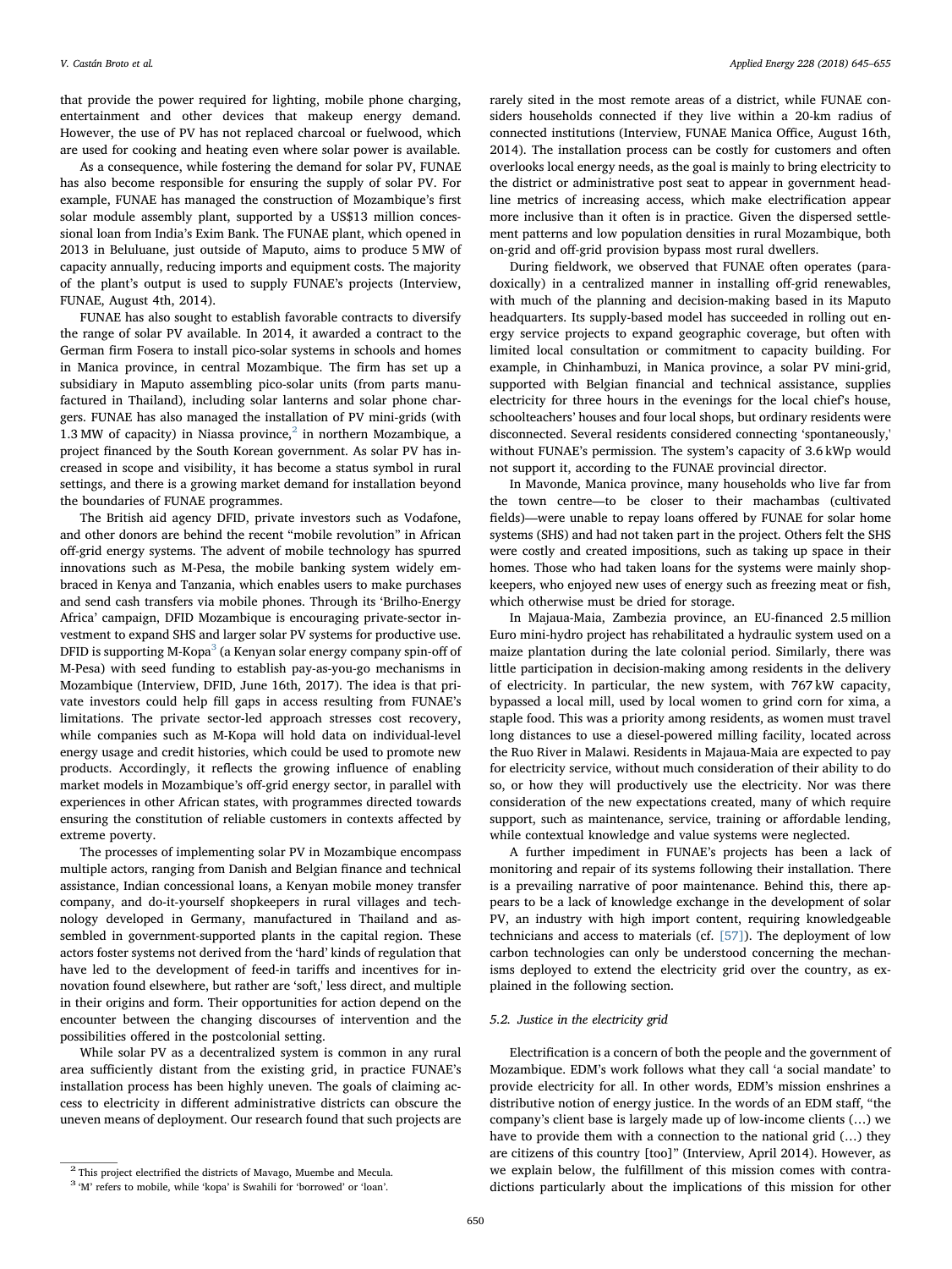that provide the power required for lighting, mobile phone charging, entertainment and other devices that makeup energy demand. However, the use of PV has not replaced charcoal or fuelwood, which are used for cooking and heating even where solar power is available.

As a consequence, while fostering the demand for solar PV, FUNAE has also become responsible for ensuring the supply of solar PV. For example, FUNAE has managed the construction of Mozambique's first solar module assembly plant, supported by a US$13 million concessional loan from India's Exim Bank. The FUNAE plant, which opened in 2013 in Beluluane, just outside of Maputo, aims to produce 5 MW of capacity annually, reducing imports and equipment costs. The majority of the plant's output is used to supply FUNAE's projects (Interview, FUNAE, August 4th, 2014).

FUNAE has also sought to establish favorable contracts to diversify the range of solar PV available. In 2014, it awarded a contract to the German firm Fosera to install pico-solar systems in schools and homes in Manica province, in central Mozambique. The firm has set up a subsidiary in Maputo assembling pico-solar units (from parts manufactured in Thailand), including solar lanterns and solar phone chargers. FUNAE has also managed the installation of PV mini-grids (with 1.3 MW of capacity) in Niassa province,[2] in northern Mozambique, a project financed by the South Korean government. As solar PV has increased in scope and visibility, it has become a status symbol in rural settings, and there is a growing market demand for installation beyond the boundaries of FUNAE programmes.

The British aid agency DFID, private investors such as Vodafone, and other donors are behind the recent "mobile revolution" in African off-grid energy systems. The advent of mobile technology has spurred innovations such as M-Pesa, the mobile banking system widely embraced in Kenya and Tanzania, which enables users to make purchases and send cash transfers via mobile phones. Through its 'Brilho-Energy Africa' campaign, DFID Mozambique is encouraging private-sector investment to expand SHS and larger solar PV systems for productive use. DFID is supporting M-Kopa[3] (a Kenyan solar energy company spin-off of M-Pesa) with seed funding to establish pay-as-you-go mechanisms in Mozambique (Interview, DFID, June 16th, 2017). The idea is that private investors could help fill gaps in access resulting from FUNAE's limitations. The private sector-led approach stresses cost recovery, while companies such as M-Kopa will hold data on individual-level energy usage and credit histories, which could be used to promote new products. Accordingly, it reflects the growing influence of enabling market models in Mozambique's off-grid energy sector, in parallel with experiences in other African states, with programmes directed towards ensuring the constitution of reliable customers in contexts affected by extreme poverty.

The processes of implementing solar PV in Mozambique encompass multiple actors, ranging from Danish and Belgian finance and technical assistance, Indian concessional loans, a Kenyan mobile money transfer company, and do-it-yourself shopkeepers in rural villages and technology developed in Germany, manufactured in Thailand and assembled in government-supported plants in the capital region. These actors foster systems not derived from the 'hard' kinds of regulation that have led to the development of feed-in tariffs and incentives for innovation found elsewhere, but rather are 'soft,' less direct, and multiple in their origins and form. Their opportunities for action depend on the encounter between the changing discourses of intervention and the possibilities offered in the postcolonial setting.

While solar PV as a decentralized system is common in any rural area sufficiently distant from the existing grid, in practice FUNAE's installation process has been highly uneven. The goals of claiming access to electricity in different administrative districts can obscure the uneven means of deployment. Our research found that such projects are rarely sited in the most remote areas of a district, while FUNAE considers households connected if they live within a 20-km radius of connected institutions (Interview, FUNAE Manica Office, August 16th, 2014). The installation process can be costly for customers and often overlooks local energy needs, as the goal is mainly to bring electricity to the district or administrative post seat to appear in government headline metrics of increasing access, which make electrification appear more inclusive than it often is in practice. Given the dispersed settlement patterns and low population densities in rural Mozambique, both on-grid and off-grid provision bypass most rural dwellers.

During fieldwork, we observed that FUNAE often operates (paradoxically) in a centralized manner in installing off-grid renewables, with much of the planning and decision-making based in its Maputo headquarters. Its supply-based model has succeeded in rolling out energy service projects to expand geographic coverage, but often with limited local consultation or commitment to capacity building. For example, in Chinhambuzi, in Manica province, a solar PV mini-grid, supported with Belgian financial and technical assistance, supplies electricity for three hours in the evenings for the local chief's house, schoolteachers' houses and four local shops, but ordinary residents were disconnected. Several residents considered connecting 'spontaneously,' without FUNAE's permission. The system's capacity of 3.6 kWp would not support it, according to the FUNAE provincial director.

In Mavonde, Manica province, many households who live far from the town centre—to be closer to their machambas (cultivated fields)—were unable to repay loans offered by FUNAE for solar home systems (SHS) and had not taken part in the project. Others felt the SHS were costly and created impositions, such as taking up space in their homes. Those who had taken loans for the systems were mainly shopkeepers, who enjoyed new uses of energy such as freezing meat or fish, which otherwise must be dried for storage.

In Majaua-Maia, Zambezia province, an EU-financed 2.5 million Euro mini-hydro project has rehabilitated a hydraulic system used on a maize plantation during the late colonial period. Similarly, there was little participation in decision-making among residents in the delivery of electricity. In particular, the new system, with 767 kW capacity, bypassed a local mill, used by local women to grind corn for xima, a staple food. This was a priority among residents, as women must travel long distances to use a diesel-powered milling facility, located across the Ruo River in Malawi. Residents in Majaua-Maia are expected to pay for electricity service, without much consideration of their ability to do so, or how they will productively use the electricity. Nor was there consideration of the new expectations created, many of which require support, such as maintenance, service, training or affordable lending, while contextual knowledge and value systems were neglected.

A further impediment in FUNAE's projects has been a lack of monitoring and repair of its systems following their installation. There is a prevailing narrative of poor maintenance. Behind this, there appears to be a lack of knowledge exchange in the development of solar PV, an industry with high import content, requiring knowledgeable technicians and access to materials (cf. [57]). The deployment of low carbon technologies can only be understood concerning the mechanisms deployed to extend the electricity grid over the country, as explained in the following section.

### 5.2. Justice in the electricity grid

Electrification is a concern of both the people and the government of Mozambique. EDM's work follows what they call 'a social mandate' to provide electricity for all. In other words, EDM's mission enshrines a distributive notion of energy justice. In the words of an EDM staff, "the company's client base is largely made up of low-income clients (…) we have to provide them with a connection to the national grid (…) they are citizens of this country [too]" (Interview, April 2014). However, as we explain below, the fulfillment of this mission comes with contradictions particularly about the implications of this mission for other

[2] This project electrified the districts of Mavago, Muembe and Mecula.

[3] 'M' refers to mobile, while 'kopa' is Swahili for 'borrowed' or 'loan'.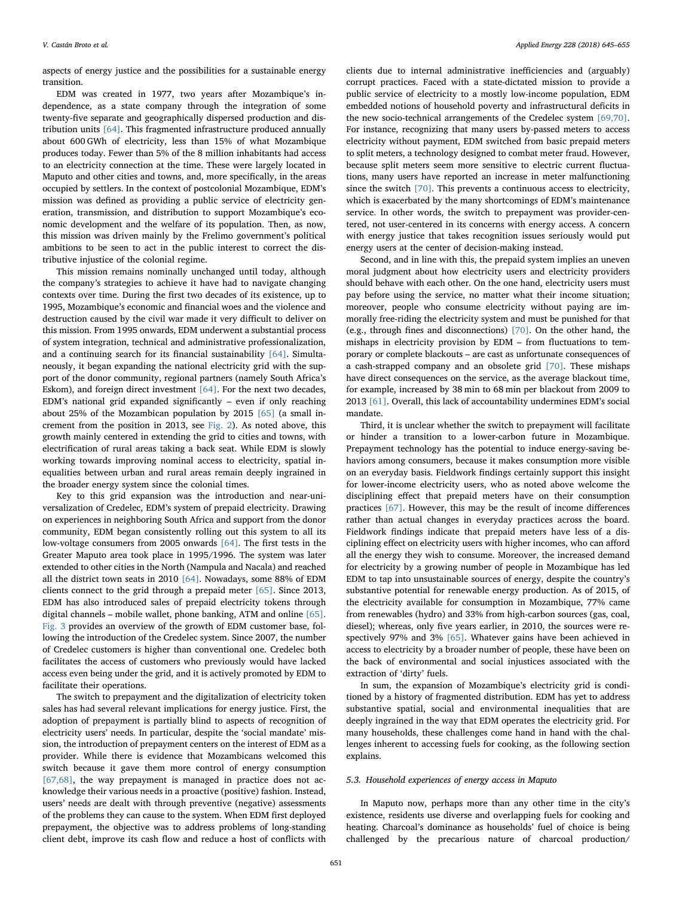aspects of energy justice and the possibilities for a sustainable energy transition.

EDM was created in 1977, two years after Mozambique's independence, as a state company through the integration of some twenty-five separate and geographically dispersed production and distribution units [64]. This fragmented infrastructure produced annually about 600 GWh of electricity, less than 15% of what Mozambique produces today. Fewer than 5% of the 8 million inhabitants had access to an electricity connection at the time. These were largely located in Maputo and other cities and towns, and, more specifically, in the areas occupied by settlers. In the context of postcolonial Mozambique, EDM's mission was defined as providing a public service of electricity generation, transmission, and distribution to support Mozambique's economic development and the welfare of its population. Then, as now, this mission was driven mainly by the Frelimo government's political ambitions to be seen to act in the public interest to correct the distributive injustice of the colonial regime.

This mission remains nominally unchanged until today, although the company's strategies to achieve it have had to navigate changing contexts over time. During the first two decades of its existence, up to 1995, Mozambique's economic and financial woes and the violence and destruction caused by the civil war made it very difficult to deliver on this mission. From 1995 onwards, EDM underwent a substantial process of system integration, technical and administrative professionalization, and a continuing search for its financial sustainability [64]. Simultaneously, it began expanding the national electricity grid with the support of the donor community, regional partners (namely South Africa's Eskom), and foreign direct investment [64]. For the next two decades, EDM's national grid expanded significantly – even if only reaching about 25% of the Mozambican population by 2015 [65] (a small increment from the position in 2013, see Fig. 2). As noted above, this growth mainly centered in extending the grid to cities and towns, with electrification of rural areas taking a back seat. While EDM is slowly working towards improving nominal access to electricity, spatial inequalities between urban and rural areas remain deeply ingrained in the broader energy system since the colonial times.

Key to this grid expansion was the introduction and near-universalization of Credelec, EDM's system of prepaid electricity. Drawing on experiences in neighboring South Africa and support from the donor community, EDM began consistently rolling out this system to all its low-voltage consumers from 2005 onwards [64]. The first tests in the Greater Maputo area took place in 1995/1996. The system was later extended to other cities in the North (Nampula and Nacala) and reached all the district town seats in 2010 [64]. Nowadays, some 88% of EDM clients connect to the grid through a prepaid meter [65]. Since 2013, EDM has also introduced sales of prepaid electricity tokens through digital channels – mobile wallet, phone banking, ATM and online [65]. Fig. 3 provides an overview of the growth of EDM customer base, following the introduction of the Credelec system. Since 2007, the number of Credelec customers is higher than conventional one. Credelec both facilitates the access of customers who previously would have lacked access even being under the grid, and it is actively promoted by EDM to facilitate their operations.

The switch to prepayment and the digitalization of electricity token sales has had several relevant implications for energy justice. First, the adoption of prepayment is partially blind to aspects of recognition of electricity users' needs. In particular, despite the 'social mandate' mission, the introduction of prepayment centers on the interest of EDM as a provider. While there is evidence that Mozambicans welcomed this switch because it gave them more control of energy consumption [67,68], the way prepayment is managed in practice does not acknowledge their various needs in a proactive (positive) fashion. Instead, users' needs are dealt with through preventive (negative) assessments of the problems they can cause to the system. When EDM first deployed prepayment, the objective was to address problems of long-standing client debt, improve its cash flow and reduce a host of conflicts with clients due to internal administrative inefficiencies and (arguably) corrupt practices. Faced with a state-dictated mission to provide a public service of electricity to a mostly low-income population, EDM embedded notions of household poverty and infrastructural deficits in the new socio-technical arrangements of the Credelec system [69,70]. For instance, recognizing that many users by-passed meters to access electricity without payment, EDM switched from basic prepaid meters to split meters, a technology designed to combat meter fraud. However, because split meters seem more sensitive to electric current fluctuations, many users have reported an increase in meter malfunctioning since the switch [70]. This prevents a continuous access to electricity, which is exacerbated by the many shortcomings of EDM's maintenance service. In other words, the switch to prepayment was provider-centered, not user-centered in its concerns with energy access. A concern with energy justice that takes recognition issues seriously would put energy users at the center of decision-making instead.

Second, and in line with this, the prepaid system implies an uneven moral judgment about how electricity users and electricity providers should behave with each other. On the one hand, electricity users must pay before using the service, no matter what their income situation; moreover, people who consume electricity without paying are immorally free-riding the electricity system and must be punished for that (e.g., through fines and disconnections) [70]. On the other hand, the mishaps in electricity provision by EDM – from fluctuations to temporary or complete blackouts – are cast as unfortunate consequences of a cash-strapped company and an obsolete grid [70]. These mishaps have direct consequences on the service, as the average blackout time, for example, increased by 38 min to 68 min per blackout from 2009 to 2013 [61]. Overall, this lack of accountability undermines EDM's social mandate.

Third, it is unclear whether the switch to prepayment will facilitate or hinder a transition to a lower-carbon future in Mozambique. Prepayment technology has the potential to induce energy-saving behaviors among consumers, because it makes consumption more visible on an everyday basis. Fieldwork findings certainly support this insight for lower-income electricity users, who as noted above welcome the disciplining effect that prepaid meters have on their consumption practices [67]. However, this may be the result of income differences rather than actual changes in everyday practices across the board. Fieldwork findings indicate that prepaid meters have less of a disciplining effect on electricity users with higher incomes, who can afford all the energy they wish to consume. Moreover, the increased demand for electricity by a growing number of people in Mozambique has led EDM to tap into unsustainable sources of energy, despite the country's substantive potential for renewable energy production. As of 2015, of the electricity available for consumption in Mozambique, 77% came from renewables (hydro) and 33% from high-carbon sources (gas, coal, diesel); whereas, only five years earlier, in 2010, the sources were respectively 97% and 3% [65]. Whatever gains have been achieved in access to electricity by a broader number of people, these have been on the back of environmental and social injustices associated with the extraction of 'dirty' fuels.

In sum, the expansion of Mozambique's electricity grid is conditioned by a history of fragmented distribution. EDM has yet to address substantive spatial, social and environmental inequalities that are deeply ingrained in the way that EDM operates the electricity grid. For many households, these challenges come hand in hand with the challenges inherent to accessing fuels for cooking, as the following section explains.

### 5.3. Household experiences of energy access in Maputo

In Maputo now, perhaps more than any other time in the city's existence, residents use diverse and overlapping fuels for cooking and heating. Charcoal's dominance as households' fuel of choice is being challenged by the precarious nature of charcoal production/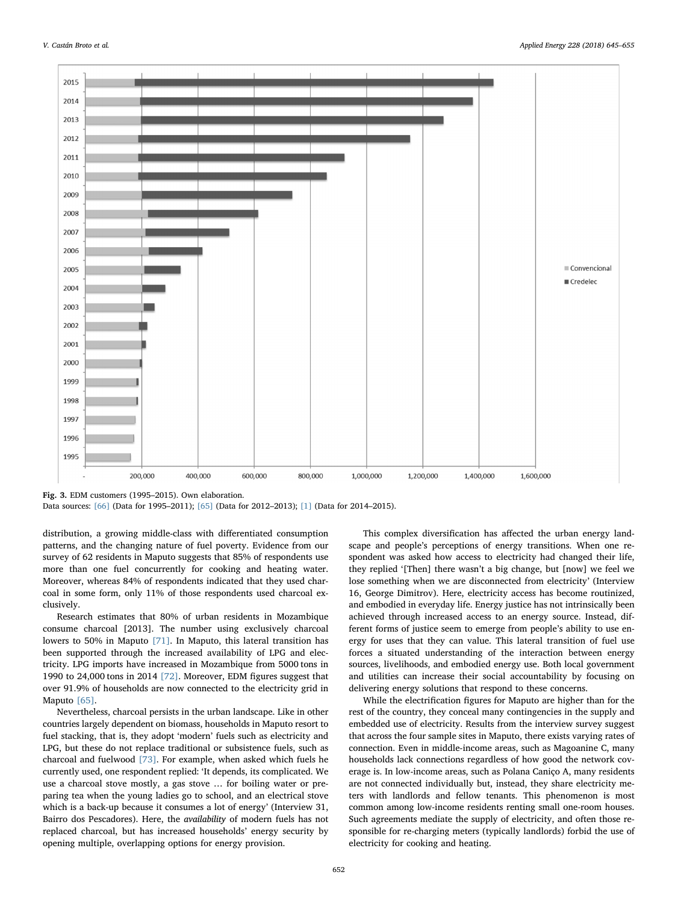Fig. 3. EDM customers (1995–2015). Own elaboration.
Data sources: [66] (Data for 1995–2011); [65] (Data for 2012–2013); [1] (Data for 2014–2015).

distribution, a growing middle-class with differentiated consumption patterns, and the changing nature of fuel poverty. Evidence from our survey of 62 residents in Maputo suggests that 85% of respondents use more than one fuel concurrently for cooking and heating water. Moreover, whereas 84% of respondents indicated that they used charcoal in some form, only 11% of those respondents used charcoal exclusively.

Research estimates that 80% of urban residents in Mozambique consume charcoal [2013]. The number using exclusively charcoal lowers to 50% in Maputo [71]. In Maputo, this lateral transition has been supported through the increased availability of LPG and electricity. LPG imports have increased in Mozambique from 5000 tons in 1990 to 24,000 tons in 2014 [72]. Moreover, EDM figures suggest that over 91.9% of households are now connected to the electricity grid in Maputo [65].

Nevertheless, charcoal persists in the urban landscape. Like in other countries largely dependent on biomass, households in Maputo resort to fuel stacking, that is, they adopt 'modern' fuels such as electricity and LPG, but these do not replace traditional or subsistence fuels, such as charcoal and fuelwood [73]. For example, when asked which fuels he currently used, one respondent replied: 'It depends, its complicated. We use a charcoal stove mostly, a gas stove … for boiling water or preparing tea when the young ladies go to school, and an electrical stove which is a back-up because it consumes a lot of energy' (Interview 31, Bairro dos Pescadores). Here, the *availability* of modern fuels has not replaced charcoal, but has increased households' energy security by opening multiple, overlapping options for energy provision.

This complex diversification has affected the urban energy landscape and people's perceptions of energy transitions. When one respondent was asked how access to electricity had changed their life, they replied '[Then] there wasn't a big change, but [now] we feel we lose something when we are disconnected from electricity' (Interview 16, George Dimitrov). Here, electricity access has become routinized, and embodied in everyday life. Energy justice has not intrinsically been achieved through increased access to an energy source. Instead, different forms of justice seem to emerge from people's ability to use energy for uses that they can value. This lateral transition of fuel use forces a situated understanding of the interaction between energy sources, livelihoods, and embodied energy use. Both local government and utilities can increase their social accountability by focusing on delivering energy solutions that respond to these concerns.

While the electrification figures for Maputo are higher than for the rest of the country, they conceal many contingencies in the supply and embedded use of electricity. Results from the interview survey suggest that across the four sample sites in Maputo, there exists varying rates of connection. Even in middle-income areas, such as Magoanine C, many households lack connections regardless of how good the network coverage is. In low-income areas, such as Polana Caniço A, many residents are not connected individually but, instead, they share electricity meters with landlords and fellow tenants. This phenomenon is most common among low-income residents renting small one-room houses. Such agreements mediate the supply of electricity, and often those responsible for re-charging meters (typically landlords) forbid the use of electricity for cooking and heating.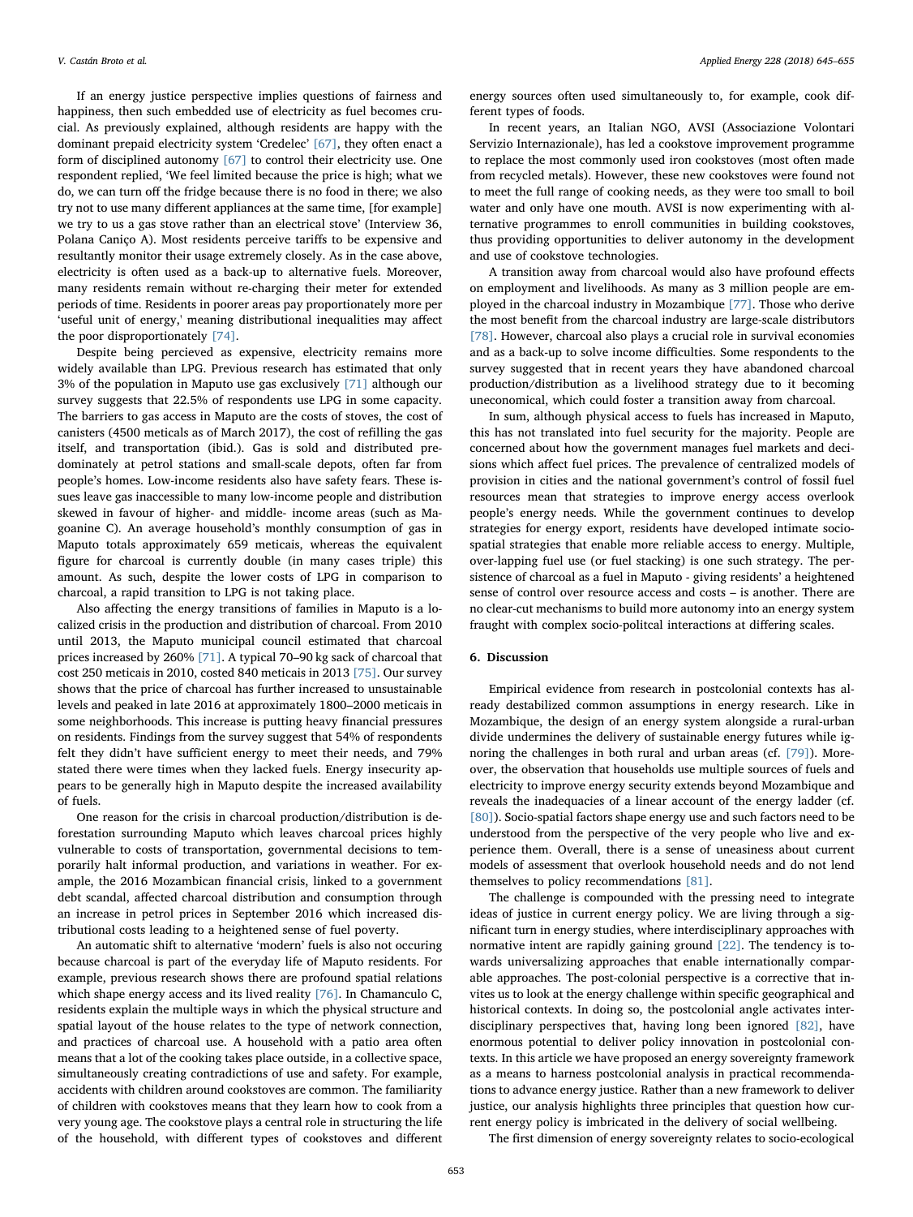If an energy justice perspective implies questions of fairness and happiness, then such embedded use of electricity as fuel becomes crucial. As previously explained, although residents are happy with the dominant prepaid electricity system 'Credelec' [67], they often enact a form of disciplined autonomy [67] to control their electricity use. One respondent replied, 'We feel limited because the price is high; what we do, we can turn off the fridge because there is no food in there; we also try not to use many different appliances at the same time, [for example] we try to us a gas stove rather than an electrical stove' (Interview 36, Polana Caniço A). Most residents perceive tariffs to be expensive and resultantly monitor their usage extremely closely. As in the case above, electricity is often used as a back-up to alternative fuels. Moreover, many residents remain without re-charging their meter for extended periods of time. Residents in poorer areas pay proportionately more per 'useful unit of energy,' meaning distributional inequalities may affect the poor disproportionately [74].

Despite being percieved as expensive, electricity remains more widely available than LPG. Previous research has estimated that only 3% of the population in Maputo use gas exclusively [71] although our survey suggests that 22.5% of respondents use LPG in some capacity. The barriers to gas access in Maputo are the costs of stoves, the cost of canisters (4500 meticals as of March 2017), the cost of refilling the gas itself, and transportation (ibid.). Gas is sold and distributed predominately at petrol stations and small-scale depots, often far from people's homes. Low-income residents also have safety fears. These issues leave gas inaccessible to many low-income people and distribution skewed in favour of higher- and middle- income areas (such as Magoanine C). An average household's monthly consumption of gas in Maputo totals approximately 659 meticais, whereas the equivalent figure for charcoal is currently double (in many cases triple) this amount. As such, despite the lower costs of LPG in comparison to charcoal, a rapid transition to LPG is not taking place.

Also affecting the energy transitions of families in Maputo is a localized crisis in the production and distribution of charcoal. From 2010 until 2013, the Maputo municipal council estimated that charcoal prices increased by 260% [71]. A typical 70–90 kg sack of charcoal that cost 250 meticais in 2010, costed 840 meticais in 2013 [75]. Our survey shows that the price of charcoal has further increased to unsustainable levels and peaked in late 2016 at approximately 1800–2000 meticais in some neighborhoods. This increase is putting heavy financial pressures on residents. Findings from the survey suggest that 54% of respondents felt they didn't have sufficient energy to meet their needs, and 79% stated there were times when they lacked fuels. Energy insecurity appears to be generally high in Maputo despite the increased availability of fuels.

One reason for the crisis in charcoal production/distribution is deforestation surrounding Maputo which leaves charcoal prices highly vulnerable to costs of transportation, governmental decisions to temporarily halt informal production, and variations in weather. For example, the 2016 Mozambican financial crisis, linked to a government debt scandal, affected charcoal distribution and consumption through an increase in petrol prices in September 2016 which increased distributional costs leading to a heightened sense of fuel poverty.

An automatic shift to alternative 'modern' fuels is also not occuring because charcoal is part of the everyday life of Maputo residents. For example, previous research shows there are profound spatial relations which shape energy access and its lived reality [76]. In Chamanculo C, residents explain the multiple ways in which the physical structure and spatial layout of the house relates to the type of network connection, and practices of charcoal use. A household with a patio area often means that a lot of the cooking takes place outside, in a collective space, simultaneously creating contradictions of use and safety. For example, accidents with children around cookstoves are common. The familiarity of children with cookstoves means that they learn how to cook from a very young age. The cookstove plays a central role in structuring the life of the household, with different types of cookstoves and different energy sources often used simultaneously to, for example, cook different types of foods.

In recent years, an Italian NGO, AVSI (Associazione Volontari Servizio Internazionale), has led a cookstove improvement programme to replace the most commonly used iron cookstoves (most often made from recycled metals). However, these new cookstoves were found not to meet the full range of cooking needs, as they were too small to boil water and only have one mouth. AVSI is now experimenting with alternative programmes to enroll communities in building cookstoves, thus providing opportunities to deliver autonomy in the development and use of cookstove technologies.

A transition away from charcoal would also have profound effects on employment and livelihoods. As many as 3 million people are employed in the charcoal industry in Mozambique [77]. Those who derive the most benefit from the charcoal industry are large-scale distributors [78]. However, charcoal also plays a crucial role in survival economies and as a back-up to solve income difficulties. Some respondents to the survey suggested that in recent years they have abandoned charcoal production/distribution as a livelihood strategy due to it becoming uneconomical, which could foster a transition away from charcoal.

In sum, although physical access to fuels has increased in Maputo, this has not translated into fuel security for the majority. People are concerned about how the government manages fuel markets and decisions which affect fuel prices. The prevalence of centralized models of provision in cities and the national government's control of fossil fuel resources mean that strategies to improve energy access overlook people's energy needs. While the government continues to develop strategies for energy export, residents have developed intimate socio-spatial strategies that enable more reliable access to energy. Multiple, over-lapping fuel use (or fuel stacking) is one such strategy. The persistence of charcoal as a fuel in Maputo - giving residents' a heightened sense of control over resource access and costs – is another. There are no clear-cut mechanisms to build more autonomy into an energy system fraught with complex socio-politcal interactions at differing scales.

## 6. Discussion

Empirical evidence from research in postcolonial contexts has already destabilized common assumptions in energy research. Like in Mozambique, the design of an energy system alongside a rural-urban divide undermines the delivery of sustainable energy futures while ignoring the challenges in both rural and urban areas (cf. [79]). Moreover, the observation that households use multiple sources of fuels and electricity to improve energy security extends beyond Mozambique and reveals the inadequacies of a linear account of the energy ladder (cf. [80]). Socio-spatial factors shape energy use and such factors need to be understood from the perspective of the very people who live and experience them. Overall, there is a sense of uneasiness about current models of assessment that overlook household needs and do not lend themselves to policy recommendations [81].

The challenge is compounded with the pressing need to integrate ideas of justice in current energy policy. We are living through a significant turn in energy studies, where interdisciplinary approaches with normative intent are rapidly gaining ground [22]. The tendency is towards universalizing approaches that enable internationally comparable approaches. The post-colonial perspective is a corrective that invites us to look at the energy challenge within specific geographical and historical contexts. In doing so, the postcolonial angle activates interdisciplinary perspectives that, having long been ignored [82], have enormous potential to deliver policy innovation in postcolonial contexts. In this article we have proposed an energy sovereignty framework as a means to harness postcolonial analysis in practical recommendations to advance energy justice. Rather than a new framework to deliver justice, our analysis highlights three principles that question how current energy policy is imbricated in the delivery of social wellbeing.

The first dimension of energy sovereignty relates to socio-ecological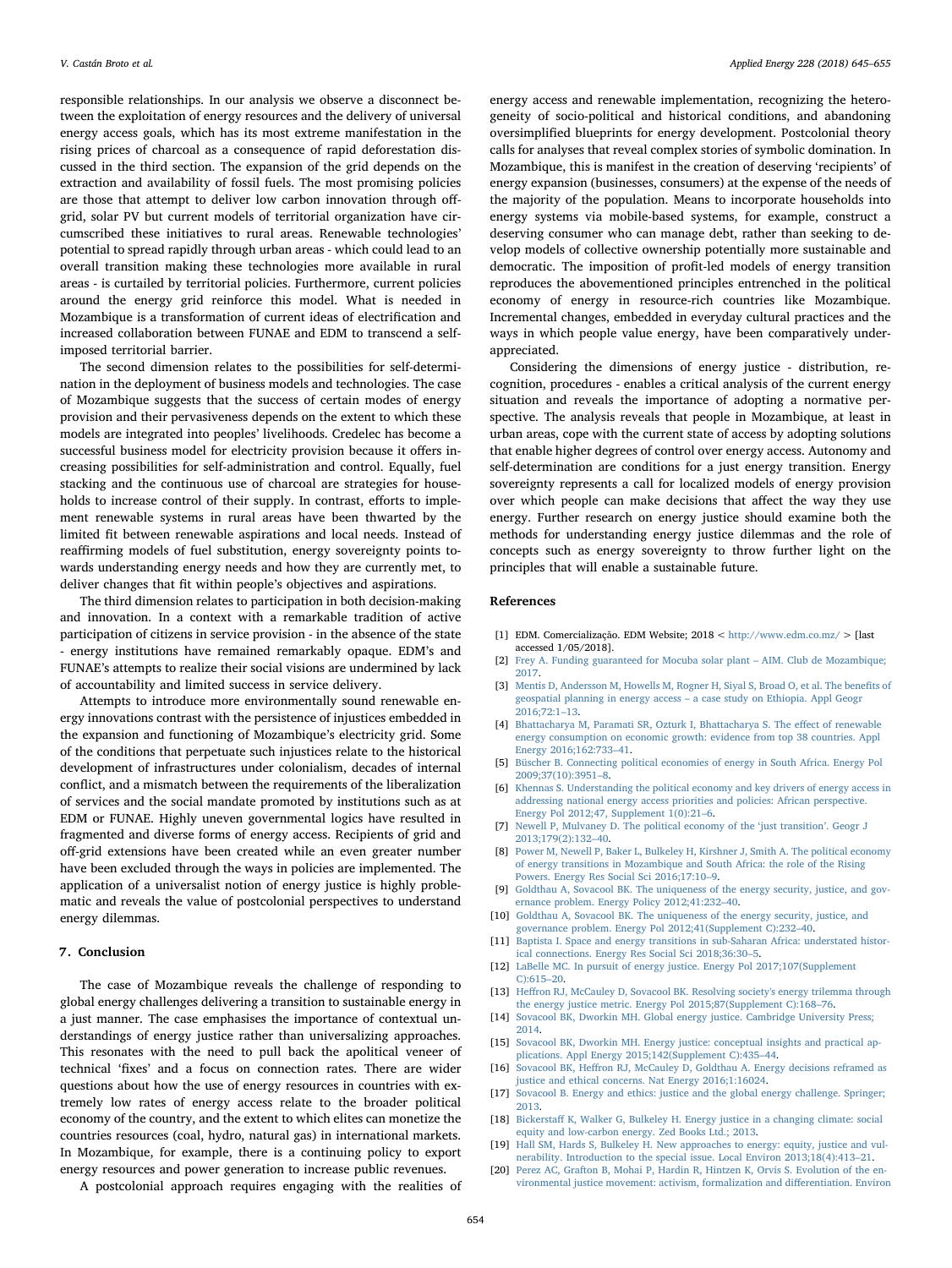responsible relationships. In our analysis we observe a disconnect between the exploitation of energy resources and the delivery of universal energy access goals, which has its most extreme manifestation in the rising prices of charcoal as a consequence of rapid deforestation discussed in the third section. The expansion of the grid depends on the extraction and availability of fossil fuels. The most promising policies are those that attempt to deliver low carbon innovation through off-grid, solar PV but current models of territorial organization have circumscribed these initiatives to rural areas. Renewable technologies' potential to spread rapidly through urban areas - which could lead to an overall transition making these technologies more available in rural areas - is curtailed by territorial policies. Furthermore, current policies around the energy grid reinforce this model. What is needed in Mozambique is a transformation of current ideas of electrification and increased collaboration between FUNAE and EDM to transcend a self-imposed territorial barrier.

The second dimension relates to the possibilities for self-determination in the deployment of business models and technologies. The case of Mozambique suggests that the success of certain modes of energy provision and their pervasiveness depends on the extent to which these models are integrated into peoples' livelihoods. Credelec has become a successful business model for electricity provision because it offers increasing possibilities for self-administration and control. Equally, fuel stacking and the continuous use of charcoal are strategies for households to increase control of their supply. In contrast, efforts to implement renewable systems in rural areas have been thwarted by the limited fit between renewable aspirations and local needs. Instead of reaffirming models of fuel substitution, energy sovereignty points towards understanding energy needs and how they are currently met, to deliver changes that fit within people's objectives and aspirations.

The third dimension relates to participation in both decision-making and innovation. In a context with a remarkable tradition of active participation of citizens in service provision - in the absence of the state - energy institutions have remained remarkably opaque. EDM's and FUNAE's attempts to realize their social visions are undermined by lack of accountability and limited success in service delivery.

Attempts to introduce more environmentally sound renewable energy innovations contrast with the persistence of injustices embedded in the expansion and functioning of Mozambique's electricity grid. Some of the conditions that perpetuate such injustices relate to the historical development of infrastructures under colonialism, decades of internal conflict, and a mismatch between the requirements of the liberalization of services and the social mandate promoted by institutions such as at EDM or FUNAE. Highly uneven governmental logics have resulted in fragmented and diverse forms of energy access. Recipients of grid and off-grid extensions have been created while an even greater number have been excluded through the ways in policies are implemented. The application of a universalist notion of energy justice is highly problematic and reveals the value of postcolonial perspectives to understand energy dilemmas.

## 7. Conclusion

The case of Mozambique reveals the challenge of responding to global energy challenges delivering a transition to sustainable energy in a just manner. The case emphasises the importance of contextual understandings of energy justice rather than universalizing approaches. This resonates with the need to pull back the apolitical veneer of technical 'fixes' and a focus on connection rates. There are wider questions about how the use of energy resources in countries with extremely low rates of energy access relate to the broader political economy of the country, and the extent to which elites can monetize the countries resources (coal, hydro, natural gas) in international markets. In Mozambique, for example, there is a continuing policy to export energy resources and power generation to increase public revenues.

A postcolonial approach requires engaging with the realities of energy access and renewable implementation, recognizing the heterogeneity of socio-political and historical conditions, and abandoning oversimplified blueprints for energy development. Postcolonial theory calls for analyses that reveal complex stories of symbolic domination. In Mozambique, this is manifest in the creation of deserving 'recipients' of energy expansion (businesses, consumers) at the expense of the needs of the majority of the population. Means to incorporate households into energy systems via mobile-based systems, for example, construct a deserving consumer who can manage debt, rather than seeking to develop models of collective ownership potentially more sustainable and democratic. The imposition of profit-led models of energy transition reproduces the abovementioned principles entrenched in the political economy of energy in resource-rich countries like Mozambique. Incremental changes, embedded in everyday cultural practices and the ways in which people value energy, have been comparatively under-appreciated.

Considering the dimensions of energy justice - distribution, recognition, procedures - enables a critical analysis of the current energy situation and reveals the importance of adopting a normative perspective. The analysis reveals that people in Mozambique, at least in urban areas, cope with the current state of access by adopting solutions that enable higher degrees of control over energy access. Autonomy and self-determination are conditions for a just energy transition. Energy sovereignty represents a call for localized models of energy provision over which people can make decisions that affect the way they use energy. Further research on energy justice should examine both the methods for understanding energy justice dilemmas and the role of concepts such as energy sovereignty to throw further light on the principles that will enable a sustainable future.

## References

[1] EDM. Comercialização. EDM Website; 2018 < http://www.edm.co.mz/ > [last accessed 1/05/2018].

[2] Frey A. Funding guaranteed for Mocuba solar plant – AIM. Club de Mozambique; 2017.

[3] Mentis D, Andersson M, Howells M, Rogner H, Siyal S, Broad O, et al. The benefits of geospatial planning in energy access – a case study on Ethiopia. Appl Geogr 2016;72:1–13.

[4] Bhattacharya M, Paramati SR, Ozturk I, Bhattacharya S. The effect of renewable energy consumption on economic growth: evidence from top 38 countries. Appl Energy 2016;162:733–41.

[5] Büscher B. Connecting political economies of energy in South Africa. Energy Pol 2009;37(10):3951–8.

[6] Khennas S. Understanding the political economy and key drivers of energy access in addressing national energy access priorities and policies: African perspective. Energy Pol 2012;47, Supplement 1(0):21–6.

[7] Newell P, Mulvaney D. The political economy of the 'just transition'. Geogr J 2013;179(2):132–40.

[8] Power M, Newell P, Baker L, Bulkeley H, Kirshner J, Smith A. The political economy of energy transitions in Mozambique and South Africa: the role of the Rising Powers. Energy Res Social Sci 2016;17:10–9.

[9] Goldthau A, Sovacool BK. The uniqueness of the energy security, justice, and governance problem. Energy Policy 2012;41:232–40.

[10] Goldthau A, Sovacool BK. The uniqueness of the energy security, justice, and governance problem. Energy Pol 2012;41(Supplement C):232–40.

[11] Baptista I. Space and energy transitions in sub-Saharan Africa: understated historical connections. Energy Res Social Sci 2018;36:30–5.

[12] LaBelle MC. In pursuit of energy justice. Energy Pol 2017;107(Supplement C):615–20.

[13] Heffron RJ, McCauley D, Sovacool BK. Resolving society's energy trilemma through the energy justice metric. Energy Pol 2015;87(Supplement C):168–76.

[14] Sovacool BK, Dworkin MH. Global energy justice. Cambridge University Press; 2014.

[15] Sovacool BK, Dworkin MH. Energy justice: conceptual insights and practical applications. Appl Energy 2015;142(Supplement C):435–44.

[16] Sovacool BK, Heffron RJ, McCauley D, Goldthau A. Energy decisions reframed as justice and ethical concerns. Nat Energy 2016;1:16024.

[17] Sovacool B. Energy and ethics: justice and the global energy challenge. Springer; 2013.

[18] Bickerstaff K, Walker G, Bulkeley H. Energy justice in a changing climate: social equity and low-carbon energy. Zed Books Ltd.; 2013.

[19] Hall SM, Hards S, Bulkeley H. New approaches to energy: equity, justice and vulnerability. Introduction to the special issue. Local Environ 2013;18(4):413–21.

[20] Perez AC, Grafton B, Mohai P, Hardin R, Hintzen K, Orvis S. Evolution of the environmental justice movement: activism, formalization and differentiation. Environ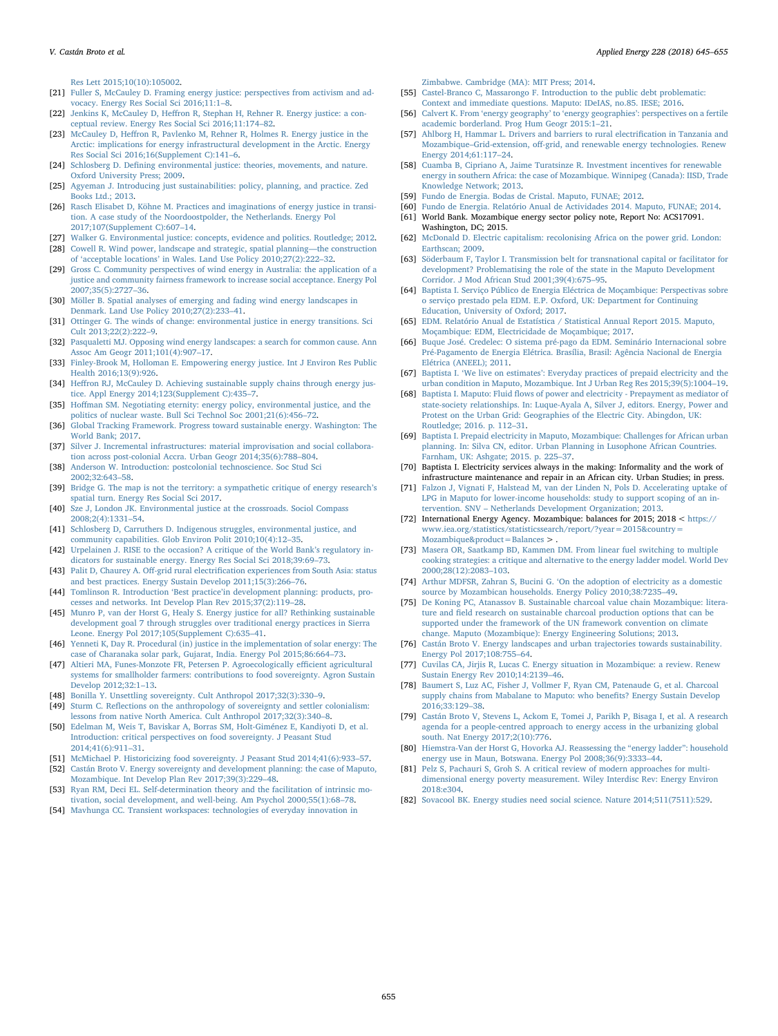Res Lett 2015;10(10):105002.

[21] Fuller S, McCauley D. Framing energy justice: perspectives from activism and advocacy. Energy Res Social Sci 2016;11:1–8.

[22] Jenkins K, McCauley D, Heffron R, Stephan H, Rehner R. Energy justice: a conceptual review. Energy Res Social Sci 2016;11:174–82.

[23] McCauley D, Heffron R, Pavlenko M, Rehner R, Holmes R. Energy justice in the Arctic: implications for energy infrastructural development in the Arctic. Energy Res Social Sci 2016;16(Supplement C):141–6.

[24] Schlosberg D. Defining environmental justice: theories, movements, and nature. Oxford University Press; 2009.

[25] Agyeman J. Introducing just sustainabilities: policy, planning, and practice. Zed Books Ltd.; 2013.

[26] Rasch Elisabet D, Köhne M. Practices and imaginations of energy justice in transition. A case study of the Noordoostpolder, the Netherlands. Energy Pol 2017;107(Supplement C):607–14.

[27] Walker G. Environmental justice: concepts, evidence and politics. Routledge; 2012.

[28] Cowell R. Wind power, landscape and strategic, spatial planning—the construction of 'acceptable locations' in Wales. Land Use Policy 2010;27(2):222–32.

[29] Gross C. Community perspectives of wind energy in Australia: the application of a justice and community fairness framework to increase social acceptance. Energy Pol 2007;35(5):2727–36.

[30] Möller B. Spatial analyses of emerging and fading wind energy landscapes in Denmark. Land Use Policy 2010;27(2):233–41.

[31] Ottinger G. The winds of change: environmental justice in energy transitions. Sci Cult 2013;22(2):222–9.

[32] Pasqualetti MJ. Opposing wind energy landscapes: a search for common cause. Ann Assoc Am Geogr 2011;101(4):907–17.

[33] Finley-Brook M, Holloman E. Empowering energy justice. Int J Environ Res Public Health 2016;13(9):926.

[34] Heffron RJ, McCauley D. Achieving sustainable supply chains through energy justice. Appl Energy 2014;123(Supplement C):435–7.

[35] Hoffman SM. Negotiating eternity: energy policy, environmental justice, and the politics of nuclear waste. Bull Sci Technol Soc 2001;21(6):456–72.

[36] Global Tracking Framework. Progress toward sustainable energy. Washington: The World Bank; 2017.

[37] Silver J. Incremental infrastructures: material improvisation and social collaboration across post-colonial Accra. Urban Geogr 2014;35(6):788–804.

[38] Anderson W. Introduction: postcolonial technoscience. Soc Stud Sci 2002;32:643–58.

[39] Bridge G. The map is not the territory: a sympathetic critique of energy research's spatial turn. Energy Res Social Sci 2017.

[40] Sze J, London JK. Environmental justice at the crossroads. Sociol Compass 2008;2(4):1331–54.

[41] Schlosberg D, Carruthers D. Indigenous struggles, environmental justice, and community capabilities. Glob Environ Polit 2010;10(4):12–35.

[42] Urpelainen J. RISE to the occasion? A critique of the World Bank's regulatory indicators for sustainable energy. Energy Res Social Sci 2018;39:69–73.

[43] Palit D, Chaurey A. Off-grid rural electrification experiences from South Asia: status and best practices. Energy Sustain Develop 2011;15(3):266–76.

[44] Tomlinson R. Introduction 'Best practice'in development planning: products, processes and networks. Int Develop Plan Rev 2015;37(2):119–28.

[45] Munro P, van der Horst G, Healy S. Energy justice for all? Rethinking sustainable development goal 7 through struggles over traditional energy practices in Sierra Leone. Energy Pol 2017;105(Supplement C):635–41.

[46] Yenneti K, Day R. Procedural (in) justice in the implementation of solar energy: The case of Charanaka solar park, Gujarat, India. Energy Pol 2015;86:664–73.

[47] Altieri MA, Funes-Monzote FR, Petersen P. Agroecologically efficient agricultural systems for smallholder farmers: contributions to food sovereignty. Agron Sustain Develop 2012;32:1–13.

[48] Bonilla Y. Unsettling sovereignty. Cult Anthropol 2017;32(3):330–9.

[49] Sturm C. Reflections on the anthropology of sovereignty and settler colonialism: lessons from native North America. Cult Anthropol 2017;32(3):340–8.

[50] Edelman M, Weis T, Baviskar A, Borras SM, Holt-Giménez E, Kandiyoti D, et al. Introduction: critical perspectives on food sovereignty. J Peasant Stud 2014;41(6):911–31.

[51] McMichael P. Historicizing food sovereignty. J Peasant Stud 2014;41(6):933–57.

[52] Castán Broto V. Energy sovereignty and development planning: the case of Maputo, Mozambique. Int Develop Plan Rev 2017;39(3):229–48.

[53] Ryan RM, Deci EL. Self-determination theory and the facilitation of intrinsic motivation, social development, and well-being. Am Psychol 2000;55(1):68–78.

[54] Mavhunga CC. Transient workspaces: technologies of everyday innovation in Zimbabwe. Cambridge (MA): MIT Press; 2014.

[55] Castel-Branco C, Massarongo F. Introduction to the public debt problematic: Context and immediate questions. Maputo: IDeIAS, no.85. IESE; 2016.

[56] Calvert K. From 'energy geography' to 'energy geographies': perspectives on a fertile academic borderland. Prog Hum Geogr 2015:1–21.

[57] Ahlborg H, Hammar L. Drivers and barriers to rural electrification in Tanzania and Mozambique–Grid-extension, off-grid, and renewable energy technologies. Renew Energy 2014;61:117–24.

[58] Cuamba B, Cipriano A, Jaime Turatsinze R. Investment incentives for renewable energy in southern Africa: the case of Mozambique. Winnipeg (Canada): IISD, Trade Knowledge Network; 2013.

[59] Fundo de Energia. Bodas de Cristal. Maputo, FUNAE; 2012.

[60] Fundo de Energia. Relatório Anual de Actividades 2014. Maputo, FUNAE; 2014.

[61] World Bank. Mozambique energy sector policy note, Report No: ACS17091. Washington, DC; 2015.

[62] McDonald D. Electric capitalism: recolonising Africa on the power grid. London: Earthscan; 2009.

[63] Söderbaum F, Taylor I. Transmission belt for transnational capital or facilitator for development? Problematising the role of the state in the Maputo Development Corridor. J Mod African Stud 2001;39(4):675–95.

[64] Baptista I. Serviço Público de Energia Eléctrica de Moçambique: Perspectivas sobre o serviço prestado pela EDM. E.P. Oxford, UK: Department for Continuing Education, University of Oxford; 2017.

[65] EDM. Relatório Anual de Estatística / Statistical Annual Report 2015. Maputo, Moçambique: EDM, Electricidade de Moçambique; 2017.

[66] Buque José. Credelec: O sistema pré-pago da EDM. Seminário Internacional sobre Pré-Pagamento de Energia Elétrica. Brasília, Brasil: Agência Nacional de Energia Elétrica (ANEEL); 2011.

[67] Baptista I. 'We live on estimates': Everyday practices of prepaid electricity and the urban condition in Maputo, Mozambique. Int J Urban Reg Res 2015;39(5):1004–19.

[68] Baptista I. Maputo: Fluid flows of power and electricity - Prepayment as mediator of state-society relationships. In: Luque-Ayala A, Silver J, editors. Energy, Power and Protest on the Urban Grid: Geographies of the Electric City. Abingdon, UK: Routledge; 2016. p. 112–31.

[69] Baptista I. Prepaid electricity in Maputo, Mozambique: Challenges for African urban planning. In: Silva CN, editor. Urban Planning in Lusophone African Countries. Farnham, UK: Ashgate; 2015. p. 225–37.

[70] Baptista I. Electricity services always in the making: Informality and the work of infrastructure maintenance and repair in an African city. Urban Studies; in press.

[71] Falzon J, Vignati F, Halstead M, van der Linden N, Pols D. Accelerating uptake of LPG in Maputo for lower-income households: study to support scoping of an intervention. SNV – Netherlands Development Organization; 2013.

[72] International Energy Agency. Mozambique: balances for 2015; 2018 < https://www.iea.org/statistics/statisticssearch/report/?year=2015&country=Mozambique&product=Balances > .

[73] Masera OR, Saatkamp BD, Kammen DM. From linear fuel switching to multiple cooking strategies: a critique and alternative to the energy ladder model. World Dev 2000;28(12):2083–103.

[74] Arthur MDFSR, Zahran S, Bucini G. 'On the adoption of electricity as a domestic source by Mozambican households. Energy Policy 2010;38:7235–49.

[75] De Koning PC, Atanassov B. Sustainable charcoal value chain Mozambique: literature and field research on sustainable charcoal production options that can be supported under the framework of the UN framework convention on climate change. Maputo (Mozambique): Energy Engineering Solutions; 2013.

[76] Castán Broto V. Energy landscapes and urban trajectories towards sustainability. Energy Pol 2017;108:755–64.

[77] Cuvilas CA, Jirjis R, Lucas C. Energy situation in Mozambique: a review. Renew Sustain Energy Rev 2010;14:2139–46.

[78] Baumert S, Luz AC, Fisher J, Vollmer F, Ryan CM, Patenaude G, et al. Charcoal supply chains from Mabalane to Maputo: who benefits? Energy Sustain Develop 2016;33:129–38.

[79] Castán Broto V, Stevens L, Ackom E, Tomei J, Parikh P, Bisaga I, et al. A research agenda for a people-centred approach to energy access in the urbanizing global south. Nat Energy 2017;2(10):776.

[80] Hiemstra-Van der Horst G, Hovorka AJ. Reassessing the "energy ladder": household energy use in Maun, Botswana. Energy Pol 2008;36(9):3333–44.

[81] Pelz S, Pachauri S, Groh S. A critical review of modern approaches for multidimensional energy poverty measurement. Wiley Interdisc Rev: Energy Environ 2018:e304.

[82] Sovacool BK. Energy studies need social science. Nature 2014;511(7511):529.